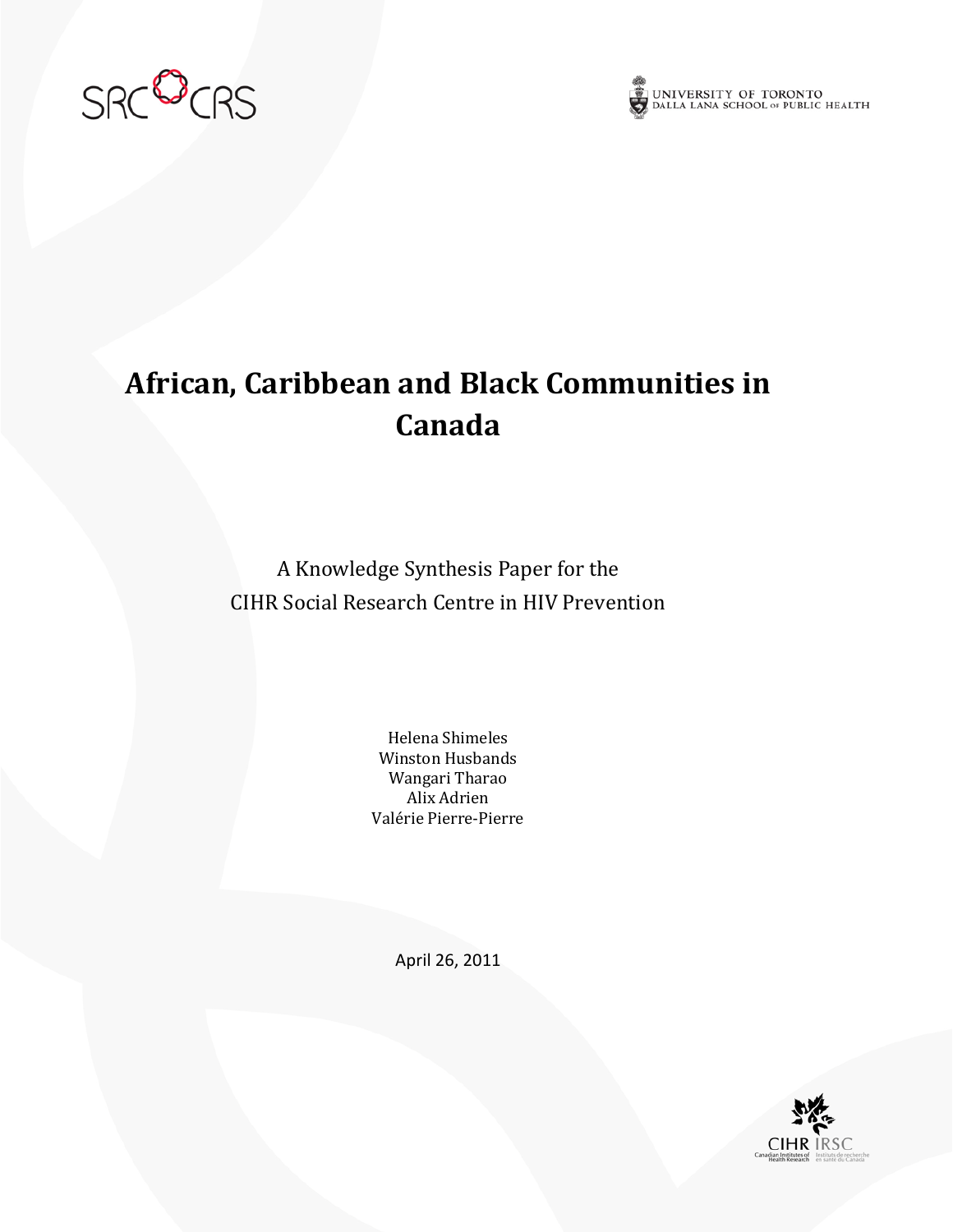SRC CRS

UNIVERSITY OF TORONTO
DALLA LANA SCHOOL OF PUBLIC HEALTH

# African, Caribbean and Black Communities in Canada

A Knowledge Synthesis Paper for the
CIHR Social Research Centre in HIV Prevention

Helena Shimeles
Winston Husbands
Wangari Tharao
Alix Adrien
Valérie Pierre-Pierre

April 26, 2011

CIHR IRSC
Canadian Institutes of Health Research | Instituts de recherche en santé du Canada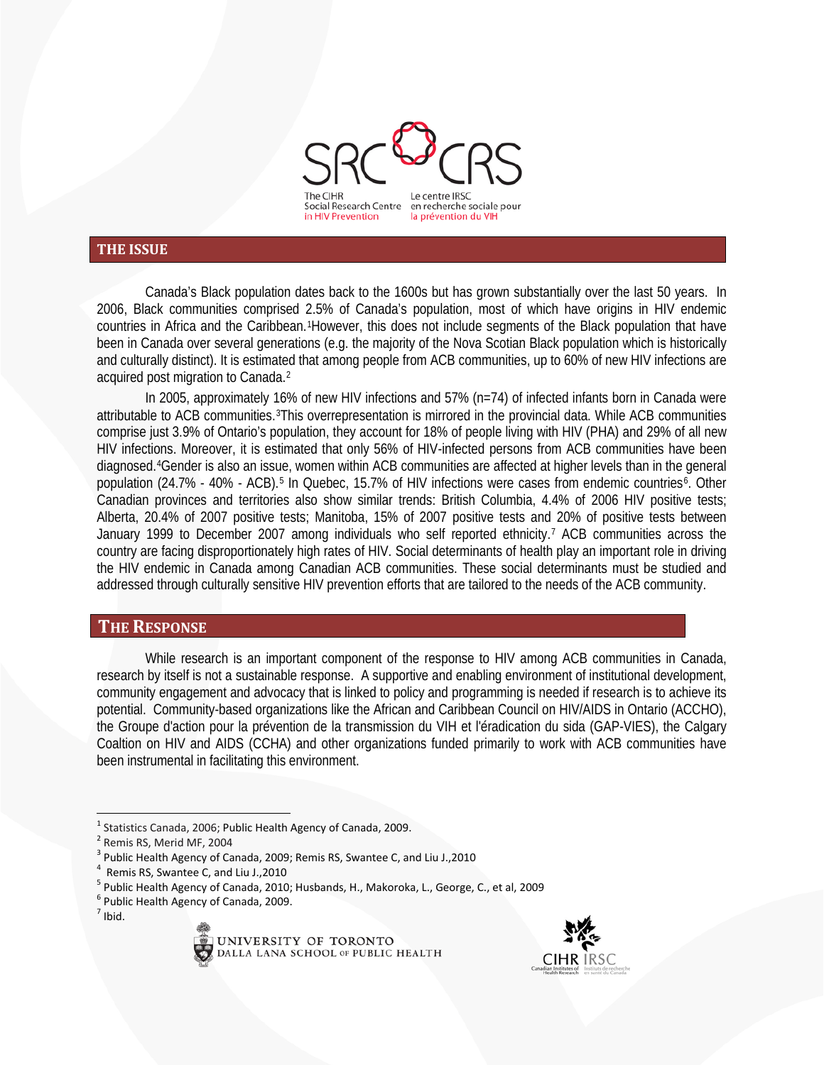## THE ISSUE

Canada's Black population dates back to the 1600s but has grown substantially over the last 50 years. In 2006, Black communities comprised 2.5% of Canada's population, most of which have origins in HIV endemic countries in Africa and the Caribbean.[1]However, this does not include segments of the Black population that have been in Canada over several generations (e.g. the majority of the Nova Scotian Black population which is historically and culturally distinct). It is estimated that among people from ACB communities, up to 60% of new HIV infections are acquired post migration to Canada.[2]

In 2005, approximately 16% of new HIV infections and 57% (n=74) of infected infants born in Canada were attributable to ACB communities.[3]This overrepresentation is mirrored in the provincial data. While ACB communities comprise just 3.9% of Ontario's population, they account for 18% of people living with HIV (PHA) and 29% of all new HIV infections. Moreover, it is estimated that only 56% of HIV-infected persons from ACB communities have been diagnosed.[4]Gender is also an issue, women within ACB communities are affected at higher levels than in the general population (24.7% - 40% - ACB).[5] In Quebec, 15.7% of HIV infections were cases from endemic countries[6]. Other Canadian provinces and territories also show similar trends: British Columbia, 4.4% of 2006 HIV positive tests; Alberta, 20.4% of 2007 positive tests; Manitoba, 15% of 2007 positive tests and 20% of positive tests between January 1999 to December 2007 among individuals who self reported ethnicity.[7] ACB communities across the country are facing disproportionately high rates of HIV. Social determinants of health play an important role in driving the HIV endemic in Canada among Canadian ACB communities. These social determinants must be studied and addressed through culturally sensitive HIV prevention efforts that are tailored to the needs of the ACB community.

## THE RESPONSE

While research is an important component of the response to HIV among ACB communities in Canada, research by itself is not a sustainable response. A supportive and enabling environment of institutional development, community engagement and advocacy that is linked to policy and programming is needed if research is to achieve its potential. Community-based organizations like the African and Caribbean Council on HIV/AIDS in Ontario (ACCHO), the Groupe d'action pour la prévention de la transmission du VIH et l'éradication du sida (GAP-VIES), the Calgary Coaltion on HIV and AIDS (CCHA) and other organizations funded primarily to work with ACB communities have been instrumental in facilitating this environment.

---

[1] Statistics Canada, 2006; Public Health Agency of Canada, 2009.
[2] Remis RS, Merid MF, 2004
[3] Public Health Agency of Canada, 2009; Remis RS, Swantee C, and Liu J.,2010
[4] Remis RS, Swantee C, and Liu J.,2010
[5] Public Health Agency of Canada, 2010; Husbands, H., Makoroka, L., George, C., et al, 2009
[6] Public Health Agency of Canada, 2009.
[7] Ibid.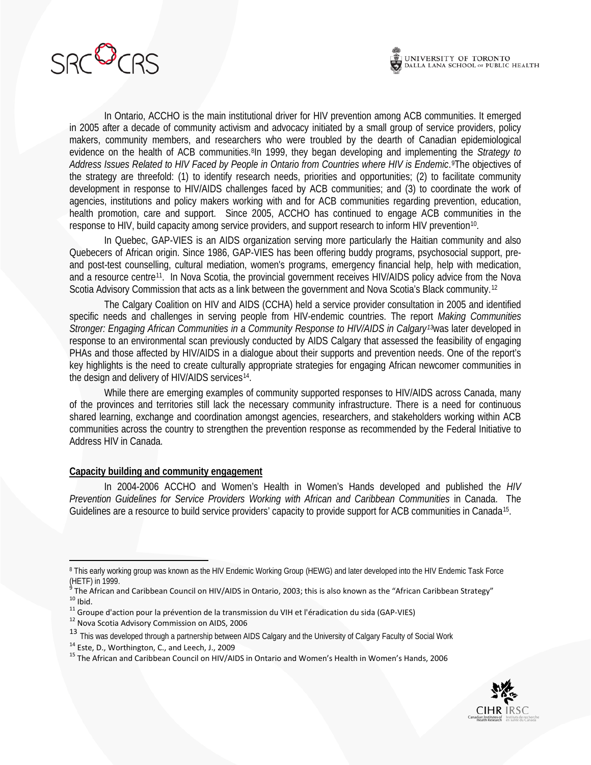In Ontario, ACCHO is the main institutional driver for HIV prevention among ACB communities. It emerged in 2005 after a decade of community activism and advocacy initiated by a small group of service providers, policy makers, community members, and researchers who were troubled by the dearth of Canadian epidemiological evidence on the health of ACB communities.[8] In 1999, they began developing and implementing the *Strategy to Address Issues Related to HIV Faced by People in Ontario from Countries where HIV is Endemic*.[9] The objectives of the strategy are threefold: (1) to identify research needs, priorities and opportunities; (2) to facilitate community development in response to HIV/AIDS challenges faced by ACB communities; and (3) to coordinate the work of agencies, institutions and policy makers working with and for ACB communities regarding prevention, education, health promotion, care and support. Since 2005, ACCHO has continued to engage ACB communities in the response to HIV, build capacity among service providers, and support research to inform HIV prevention[10].

In Quebec, GAP-VIES is an AIDS organization serving more particularly the Haitian community and also Quebecers of African origin. Since 1986, GAP-VIES has been offering buddy programs, psychosocial support, pre- and post-test counselling, cultural mediation, women's programs, emergency financial help, help with medication, and a resource centre[11]. In Nova Scotia, the provincial government receives HIV/AIDS policy advice from the Nova Scotia Advisory Commission that acts as a link between the government and Nova Scotia's Black community.[12]

The Calgary Coalition on HIV and AIDS (CCHA) held a service provider consultation in 2005 and identified specific needs and challenges in serving people from HIV-endemic countries. The report *Making Communities Stronger: Engaging African Communities in a Community Response to HIV/AIDS in Calgary*[13] was later developed in response to an environmental scan previously conducted by AIDS Calgary that assessed the feasibility of engaging PHAs and those affected by HIV/AIDS in a dialogue about their supports and prevention needs. One of the report's key highlights is the need to create culturally appropriate strategies for engaging African newcomer communities in the design and delivery of HIV/AIDS services[14].

While there are emerging examples of community supported responses to HIV/AIDS across Canada, many of the provinces and territories still lack the necessary community infrastructure. There is a need for continuous shared learning, exchange and coordination amongst agencies, researchers, and stakeholders working within ACB communities across the country to strengthen the prevention response as recommended by the Federal Initiative to Address HIV in Canada.

**Capacity building and community engagement**

In 2004-2006 ACCHO and Women's Health in Women's Hands developed and published the *HIV Prevention Guidelines for Service Providers Working with African and Caribbean Communities* in Canada. The Guidelines are a resource to build service providers' capacity to provide support for ACB communities in Canada[15].

---

[8] This early working group was known as the HIV Endemic Working Group (HEWG) and later developed into the HIV Endemic Task Force (HETF) in 1999.

[9] The African and Caribbean Council on HIV/AIDS in Ontario, 2003; this is also known as the "African Caribbean Strategy"

[10] Ibid.

[11] Groupe d'action pour la prévention de la transmission du VIH et l'éradication du sida (GAP-VIES)

[12] Nova Scotia Advisory Commission on AIDS, 2006

[13] This was developed through a partnership between AIDS Calgary and the University of Calgary Faculty of Social Work

[14] Este, D., Worthington, C., and Leech, J., 2009

[15] The African and Caribbean Council on HIV/AIDS in Ontario and Women's Health in Women's Hands, 2006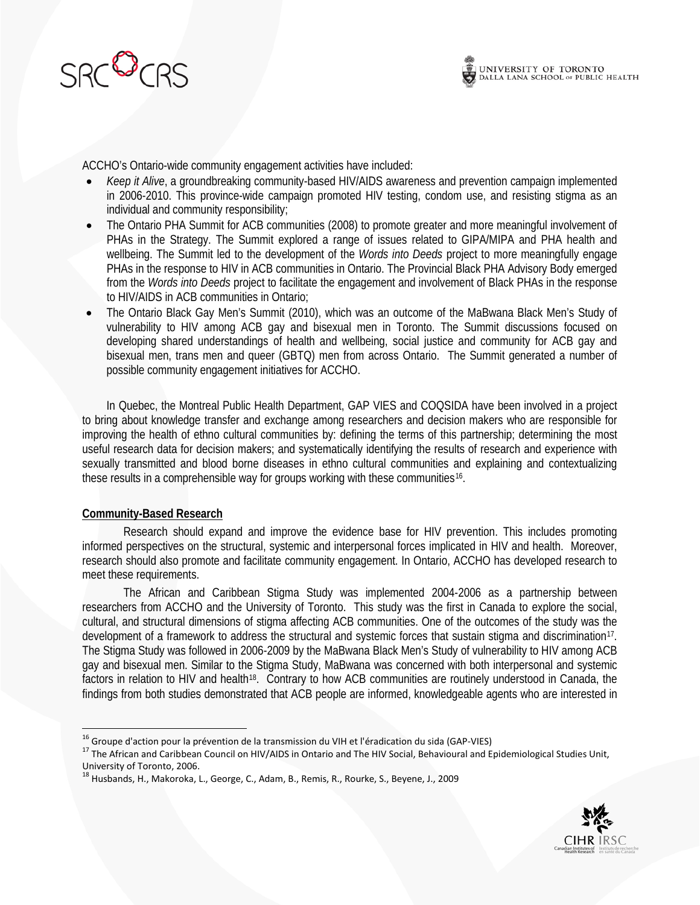ACCHO's Ontario-wide community engagement activities have included:

- *Keep it Alive*, a groundbreaking community-based HIV/AIDS awareness and prevention campaign implemented in 2006-2010. This province-wide campaign promoted HIV testing, condom use, and resisting stigma as an individual and community responsibility;
- The Ontario PHA Summit for ACB communities (2008) to promote greater and more meaningful involvement of PHAs in the Strategy. The Summit explored a range of issues related to GIPA/MIPA and PHA health and wellbeing. The Summit led to the development of the *Words into Deeds* project to more meaningfully engage PHAs in the response to HIV in ACB communities in Ontario. The Provincial Black PHA Advisory Body emerged from the *Words into Deeds* project to facilitate the engagement and involvement of Black PHAs in the response to HIV/AIDS in ACB communities in Ontario;
- The Ontario Black Gay Men's Summit (2010), which was an outcome of the MaBwana Black Men's Study of vulnerability to HIV among ACB gay and bisexual men in Toronto. The Summit discussions focused on developing shared understandings of health and wellbeing, social justice and community for ACB gay and bisexual men, trans men and queer (GBTQ) men from across Ontario. The Summit generated a number of possible community engagement initiatives for ACCHO.

In Quebec, the Montreal Public Health Department, GAP VIES and COQSIDA have been involved in a project to bring about knowledge transfer and exchange among researchers and decision makers who are responsible for improving the health of ethno cultural communities by: defining the terms of this partnership; determining the most useful research data for decision makers; and systematically identifying the results of research and experience with sexually transmitted and blood borne diseases in ethno cultural communities and explaining and contextualizing these results in a comprehensible way for groups working with these communities[16].

**Community-Based Research**

Research should expand and improve the evidence base for HIV prevention. This includes promoting informed perspectives on the structural, systemic and interpersonal forces implicated in HIV and health. Moreover, research should also promote and facilitate community engagement. In Ontario, ACCHO has developed research to meet these requirements.

The African and Caribbean Stigma Study was implemented 2004-2006 as a partnership between researchers from ACCHO and the University of Toronto. This study was the first in Canada to explore the social, cultural, and structural dimensions of stigma affecting ACB communities. One of the outcomes of the study was the development of a framework to address the structural and systemic forces that sustain stigma and discrimination[17]. The Stigma Study was followed in 2006-2009 by the MaBwana Black Men's Study of vulnerability to HIV among ACB gay and bisexual men. Similar to the Stigma Study, MaBwana was concerned with both interpersonal and systemic factors in relation to HIV and health[18]. Contrary to how ACB communities are routinely understood in Canada, the findings from both studies demonstrated that ACB people are informed, knowledgeable agents who are interested in

---

[16] Groupe d'action pour la prévention de la transmission du VIH et l'éradication du sida (GAP-VIES)

[17] The African and Caribbean Council on HIV/AIDS in Ontario and The HIV Social, Behavioural and Epidemiological Studies Unit, University of Toronto, 2006.

[18] Husbands, H., Makoroka, L., George, C., Adam, B., Remis, R., Rourke, S., Beyene, J., 2009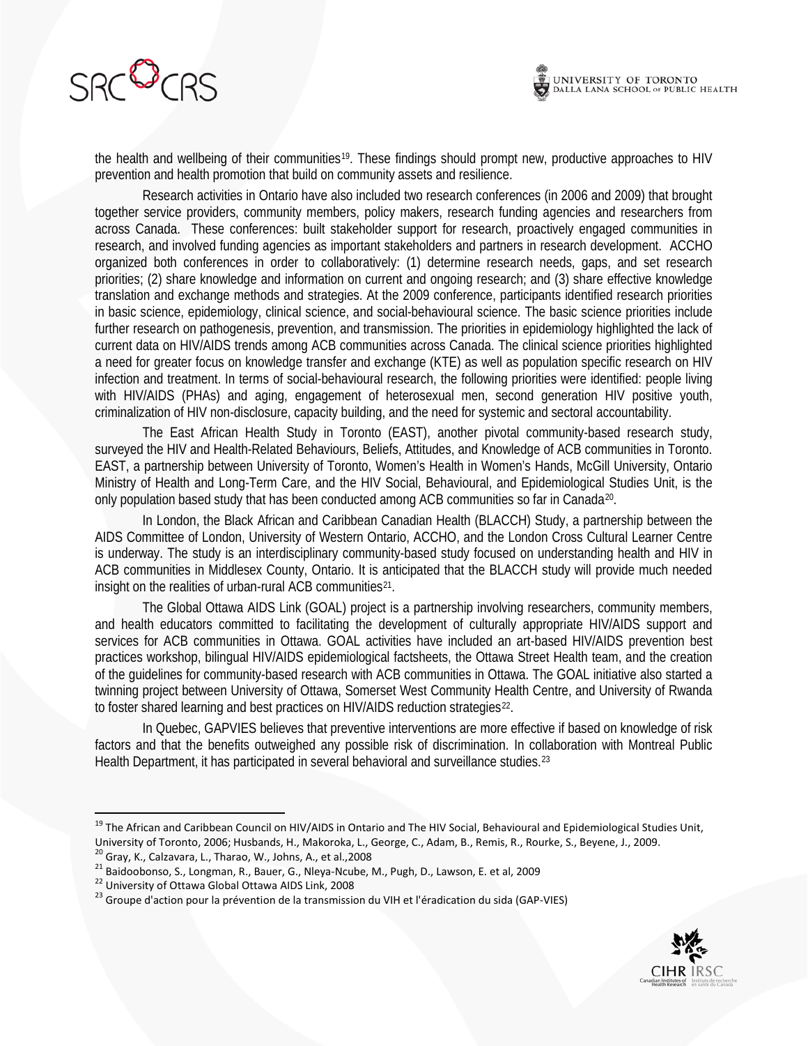the health and wellbeing of their communities[19]. These findings should prompt new, productive approaches to HIV prevention and health promotion that build on community assets and resilience.

Research activities in Ontario have also included two research conferences (in 2006 and 2009) that brought together service providers, community members, policy makers, research funding agencies and researchers from across Canada. These conferences: built stakeholder support for research, proactively engaged communities in research, and involved funding agencies as important stakeholders and partners in research development. ACCHO organized both conferences in order to collaboratively: (1) determine research needs, gaps, and set research priorities; (2) share knowledge and information on current and ongoing research; and (3) share effective knowledge translation and exchange methods and strategies. At the 2009 conference, participants identified research priorities in basic science, epidemiology, clinical science, and social-behavioural science. The basic science priorities include further research on pathogenesis, prevention, and transmission. The priorities in epidemiology highlighted the lack of current data on HIV/AIDS trends among ACB communities across Canada. The clinical science priorities highlighted a need for greater focus on knowledge transfer and exchange (KTE) as well as population specific research on HIV infection and treatment. In terms of social-behavioural research, the following priorities were identified: people living with HIV/AIDS (PHAs) and aging, engagement of heterosexual men, second generation HIV positive youth, criminalization of HIV non-disclosure, capacity building, and the need for systemic and sectoral accountability.

The East African Health Study in Toronto (EAST), another pivotal community-based research study, surveyed the HIV and Health-Related Behaviours, Beliefs, Attitudes, and Knowledge of ACB communities in Toronto. EAST, a partnership between University of Toronto, Women's Health in Women's Hands, McGill University, Ontario Ministry of Health and Long-Term Care, and the HIV Social, Behavioural, and Epidemiological Studies Unit, is the only population based study that has been conducted among ACB communities so far in Canada[20].

In London, the Black African and Caribbean Canadian Health (BLACCH) Study, a partnership between the AIDS Committee of London, University of Western Ontario, ACCHO, and the London Cross Cultural Learner Centre is underway. The study is an interdisciplinary community-based study focused on understanding health and HIV in ACB communities in Middlesex County, Ontario. It is anticipated that the BLACCH study will provide much needed insight on the realities of urban-rural ACB communities[21].

The Global Ottawa AIDS Link (GOAL) project is a partnership involving researchers, community members, and health educators committed to facilitating the development of culturally appropriate HIV/AIDS support and services for ACB communities in Ottawa. GOAL activities have included an art-based HIV/AIDS prevention best practices workshop, bilingual HIV/AIDS epidemiological factsheets, the Ottawa Street Health team, and the creation of the guidelines for community-based research with ACB communities in Ottawa. The GOAL initiative also started a twinning project between University of Ottawa, Somerset West Community Health Centre, and University of Rwanda to foster shared learning and best practices on HIV/AIDS reduction strategies[22].

In Quebec, GAPVIES believes that preventive interventions are more effective if based on knowledge of risk factors and that the benefits outweighed any possible risk of discrimination. In collaboration with Montreal Public Health Department, it has participated in several behavioral and surveillance studies.[23]

---

[19] The African and Caribbean Council on HIV/AIDS in Ontario and The HIV Social, Behavioural and Epidemiological Studies Unit, University of Toronto, 2006; Husbands, H., Makoroka, L., George, C., Adam, B., Remis, R., Rourke, S., Beyene, J., 2009.

[20] Gray, K., Calzavara, L., Tharao, W., Johns, A., et al.,2008

[21] Baidoobonso, S., Longman, R., Bauer, G., Nleya-Ncube, M., Pugh, D., Lawson, E. et al, 2009

[22] University of Ottawa Global Ottawa AIDS Link, 2008

[23] Groupe d'action pour la prévention de la transmission du VIH et l'éradication du sida (GAP-VIES)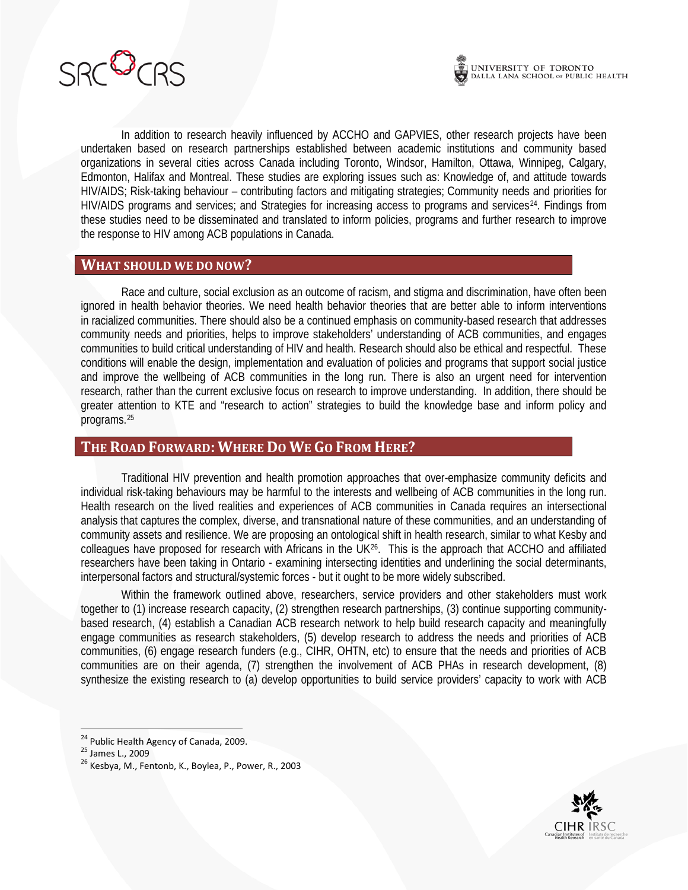In addition to research heavily influenced by ACCHO and GAPVIES, other research projects have been undertaken based on research partnerships established between academic institutions and community based organizations in several cities across Canada including Toronto, Windsor, Hamilton, Ottawa, Winnipeg, Calgary, Edmonton, Halifax and Montreal. These studies are exploring issues such as: Knowledge of, and attitude towards HIV/AIDS; Risk-taking behaviour – contributing factors and mitigating strategies; Community needs and priorities for HIV/AIDS programs and services; and Strategies for increasing access to programs and services[24]. Findings from these studies need to be disseminated and translated to inform policies, programs and further research to improve the response to HIV among ACB populations in Canada.

## WHAT SHOULD WE DO NOW?

Race and culture, social exclusion as an outcome of racism, and stigma and discrimination, have often been ignored in health behavior theories. We need health behavior theories that are better able to inform interventions in racialized communities. There should also be a continued emphasis on community-based research that addresses community needs and priorities, helps to improve stakeholders' understanding of ACB communities, and engages communities to build critical understanding of HIV and health. Research should also be ethical and respectful. These conditions will enable the design, implementation and evaluation of policies and programs that support social justice and improve the wellbeing of ACB communities in the long run. There is also an urgent need for intervention research, rather than the current exclusive focus on research to improve understanding. In addition, there should be greater attention to KTE and "research to action" strategies to build the knowledge base and inform policy and programs.[25]

## THE ROAD FORWARD: WHERE DO WE GO FROM HERE?

Traditional HIV prevention and health promotion approaches that over-emphasize community deficits and individual risk-taking behaviours may be harmful to the interests and wellbeing of ACB communities in the long run. Health research on the lived realities and experiences of ACB communities in Canada requires an intersectional analysis that captures the complex, diverse, and transnational nature of these communities, and an understanding of community assets and resilience. We are proposing an ontological shift in health research, similar to what Kesby and colleagues have proposed for research with Africans in the UK[26]. This is the approach that ACCHO and affiliated researchers have been taking in Ontario - examining intersecting identities and underlining the social determinants, interpersonal factors and structural/systemic forces - but it ought to be more widely subscribed.

Within the framework outlined above, researchers, service providers and other stakeholders must work together to (1) increase research capacity, (2) strengthen research partnerships, (3) continue supporting community-based research, (4) establish a Canadian ACB research network to help build research capacity and meaningfully engage communities as research stakeholders, (5) develop research to address the needs and priorities of ACB communities, (6) engage research funders (e.g., CIHR, OHTN, etc) to ensure that the needs and priorities of ACB communities are on their agenda, (7) strengthen the involvement of ACB PHAs in research development, (8) synthesize the existing research to (a) develop opportunities to build service providers' capacity to work with ACB

---

[24] Public Health Agency of Canada, 2009.

[25] James L., 2009

[26] Kesbya, M., Fentonb, K., Boylea, P., Power, R., 2003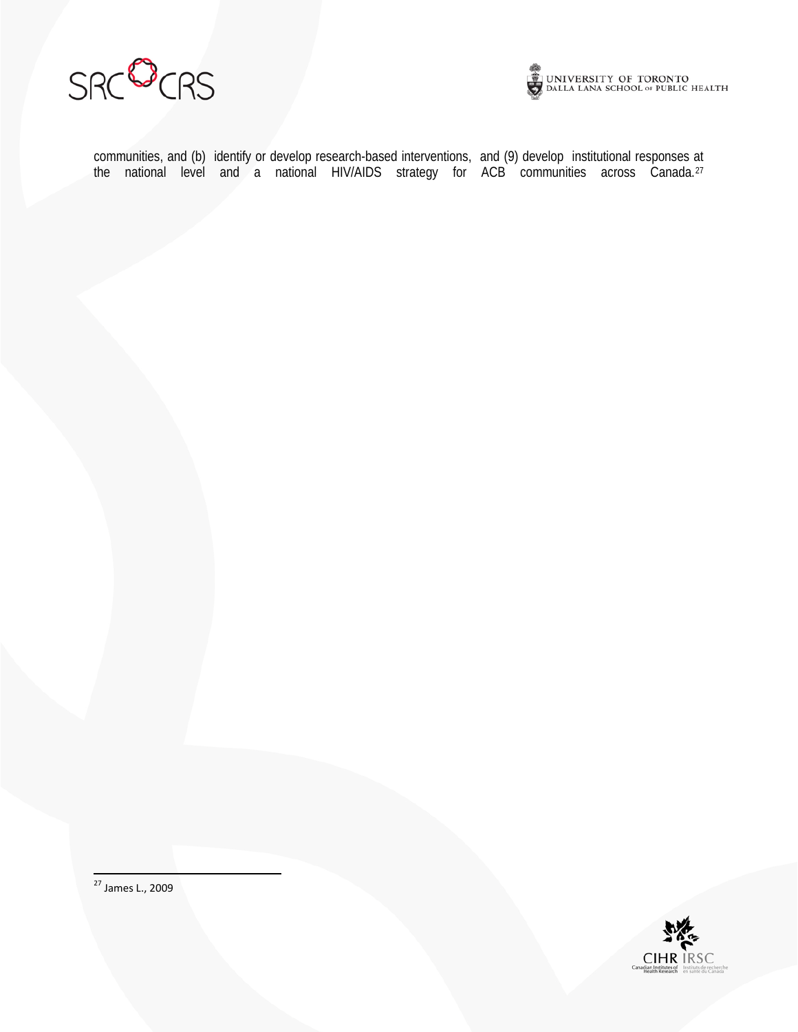communities, and (b) identify or develop research-based interventions, and (9) develop institutional responses at the national level and a national HIV/AIDS strategy for ACB communities across Canada.[27]

---

[27] James L., 2009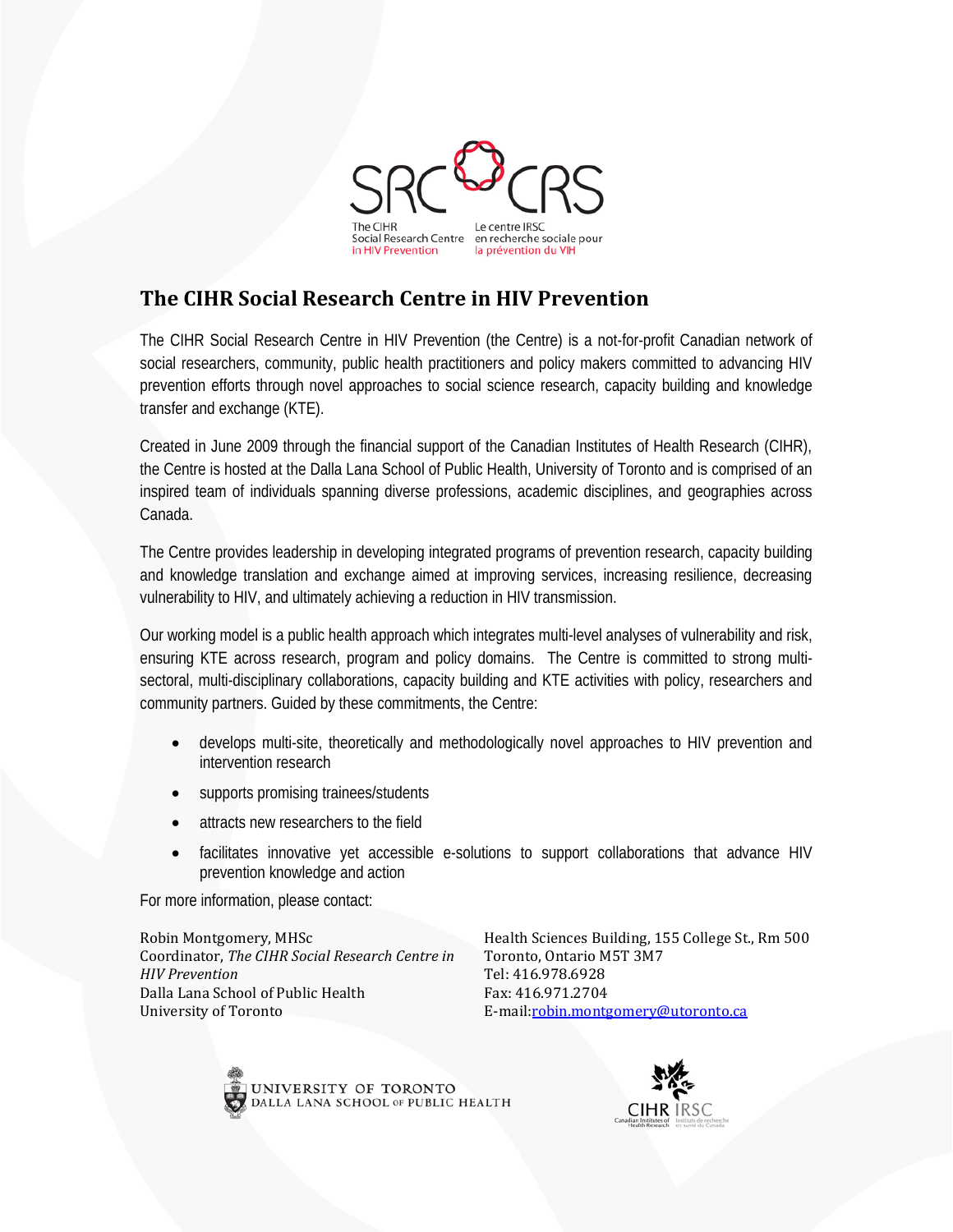SRC CRS

The CIHR Social Research Centre in HIV Prevention

Le centre IRSC en recherche sociale pour la prévention du VIH

## The CIHR Social Research Centre in HIV Prevention

The CIHR Social Research Centre in HIV Prevention (the Centre) is a not-for-profit Canadian network of social researchers, community, public health practitioners and policy makers committed to advancing HIV prevention efforts through novel approaches to social science research, capacity building and knowledge transfer and exchange (KTE).

Created in June 2009 through the financial support of the Canadian Institutes of Health Research (CIHR), the Centre is hosted at the Dalla Lana School of Public Health, University of Toronto and is comprised of an inspired team of individuals spanning diverse professions, academic disciplines, and geographies across Canada.

The Centre provides leadership in developing integrated programs of prevention research, capacity building and knowledge translation and exchange aimed at improving services, increasing resilience, decreasing vulnerability to HIV, and ultimately achieving a reduction in HIV transmission.

Our working model is a public health approach which integrates multi-level analyses of vulnerability and risk, ensuring KTE across research, program and policy domains. The Centre is committed to strong multi-sectoral, multi-disciplinary collaborations, capacity building and KTE activities with policy, researchers and community partners. Guided by these commitments, the Centre:

- develops multi-site, theoretically and methodologically novel approaches to HIV prevention and intervention research
- supports promising trainees/students
- attracts new researchers to the field
- facilitates innovative yet accessible e-solutions to support collaborations that advance HIV prevention knowledge and action

For more information, please contact:

Robin Montgomery, MHSc
Coordinator, *The CIHR Social Research Centre in HIV Prevention*
Dalla Lana School of Public Health
University of Toronto

Health Sciences Building, 155 College St., Rm 500
Toronto, Ontario M5T 3M7
Tel: 416.978.6928
Fax: 416.971.2704
E-mail:robin.montgomery@utoronto.ca

UNIVERSITY OF TORONTO
DALLA LANA SCHOOL OF PUBLIC HEALTH

CIHR IRSC
Canadian Institutes of Health Research | Instituts de recherche en santé du Canada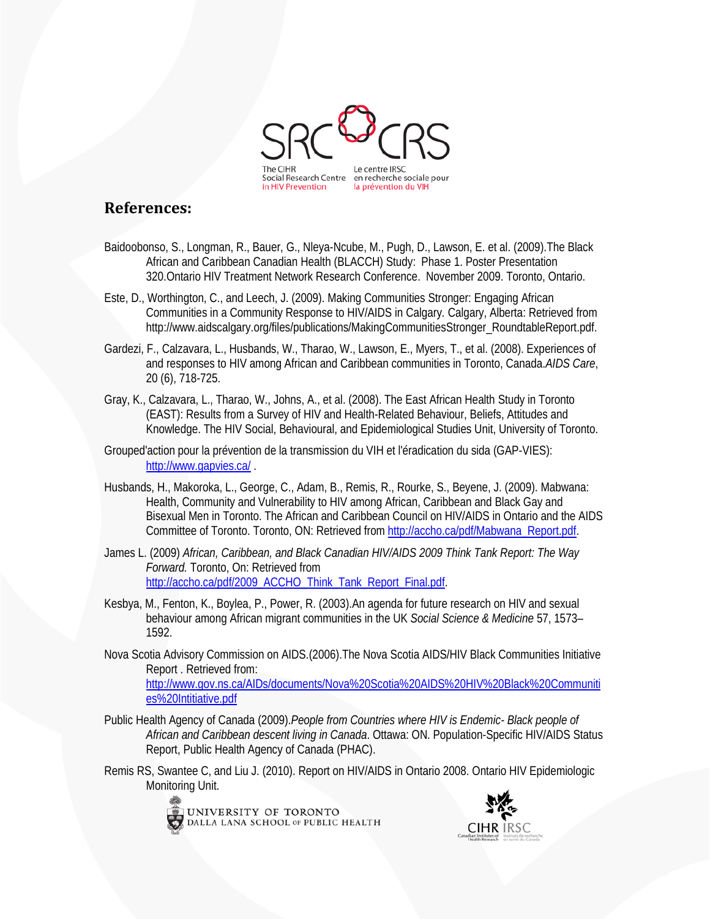## References:

Baidoobonso, S., Longman, R., Bauer, G., Nleya-Ncube, M., Pugh, D., Lawson, E. et al. (2009).The Black African and Caribbean Canadian Health (BLACCH) Study: Phase 1. Poster Presentation 320.Ontario HIV Treatment Network Research Conference. November 2009. Toronto, Ontario.

Este, D., Worthington, C., and Leech, J. (2009). Making Communities Stronger: Engaging African Communities in a Community Response to HIV/AIDS in Calgary. Calgary, Alberta: Retrieved from http://www.aidscalgary.org/files/publications/MakingCommunitiesStronger_RoundtableReport.pdf.

Gardezi, F., Calzavara, L., Husbands, W., Tharao, W., Lawson, E., Myers, T., et al. (2008). Experiences of and responses to HIV among African and Caribbean communities in Toronto, Canada.*AIDS Care*, 20 (6), 718-725.

Gray, K., Calzavara, L., Tharao, W., Johns, A., et al. (2008). The East African Health Study in Toronto (EAST): Results from a Survey of HIV and Health-Related Behaviour, Beliefs, Attitudes and Knowledge. The HIV Social, Behavioural, and Epidemiological Studies Unit, University of Toronto.

Grouped'action pour la prévention de la transmission du VIH et l'éradication du sida (GAP-VIES): http://www.gapvies.ca/ .

Husbands, H., Makoroka, L., George, C., Adam, B., Remis, R., Rourke, S., Beyene, J. (2009). Mabwana: Health, Community and Vulnerability to HIV among African, Caribbean and Black Gay and Bisexual Men in Toronto. The African and Caribbean Council on HIV/AIDS in Ontario and the AIDS Committee of Toronto. Toronto, ON: Retrieved from http://accho.ca/pdf/Mabwana_Report.pdf.

James L. (2009) *African, Caribbean, and Black Canadian HIV/AIDS 2009 Think Tank Report: The Way Forward.* Toronto, On: Retrieved from http://accho.ca/pdf/2009_ACCHO_Think_Tank_Report_Final.pdf.

Kesbya, M., Fenton, K., Boylea, P., Power, R. (2003).An agenda for future research on HIV and sexual behaviour among African migrant communities in the UK *Social Science & Medicine* 57, 1573–1592.

Nova Scotia Advisory Commission on AIDS.(2006).The Nova Scotia AIDS/HIV Black Communities Initiative Report . Retrieved from: http://www.gov.ns.ca/AIDs/documents/Nova%20Scotia%20AIDS%20HIV%20Black%20Communities%20Intitiative.pdf

Public Health Agency of Canada (2009).*People from Countries where HIV is Endemic- Black people of African and Caribbean descent living in Canada*. Ottawa: ON. Population-Specific HIV/AIDS Status Report, Public Health Agency of Canada (PHAC).

Remis RS, Swantee C, and Liu J. (2010). Report on HIV/AIDS in Ontario 2008. Ontario HIV Epidemiologic Monitoring Unit.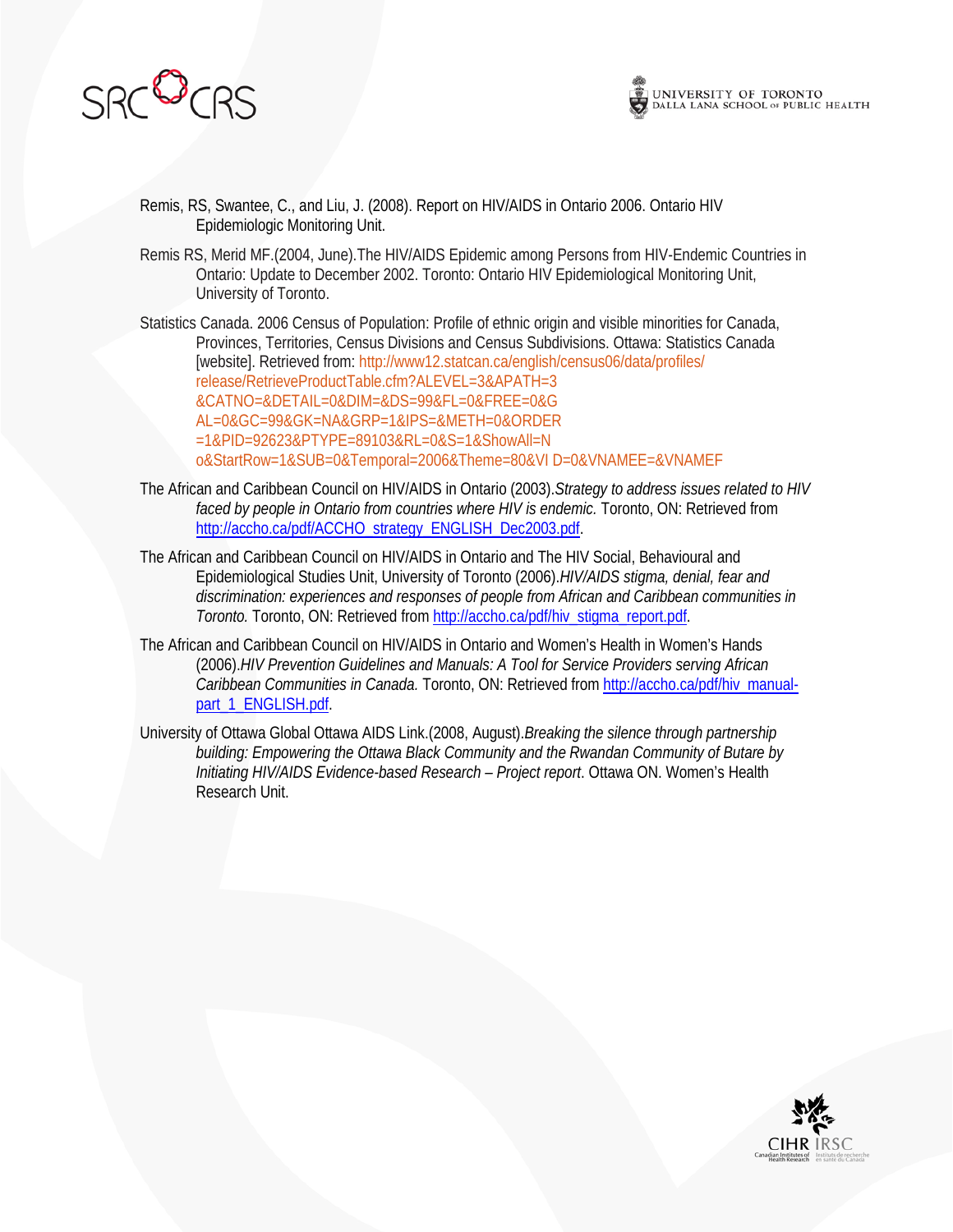Remis, RS, Swantee, C., and Liu, J. (2008). Report on HIV/AIDS in Ontario 2006. Ontario HIV Epidemiologic Monitoring Unit.

Remis RS, Merid MF.(2004, June).The HIV/AIDS Epidemic among Persons from HIV-Endemic Countries in Ontario: Update to December 2002. Toronto: Ontario HIV Epidemiological Monitoring Unit, University of Toronto.

Statistics Canada. 2006 Census of Population: Profile of ethnic origin and visible minorities for Canada, Provinces, Territories, Census Divisions and Census Subdivisions. Ottawa: Statistics Canada [website]. Retrieved from: http://www12.statcan.ca/english/census06/data/profiles/release/RetrieveProductTable.cfm?ALEVEL=3&APATH=3&CATNO=&DETAIL=0&DIM=&DS=99&FL=0&FREE=0&GAL=0&GC=99&GK=NA&GRP=1&IPS=&METH=0&ORDER=1&PID=92623&PTYPE=89103&RL=0&S=1&ShowAll=No&StartRow=1&SUB=0&Temporal=2006&Theme=80&VID=0&VNAMEE=&VNAMEF

The African and Caribbean Council on HIV/AIDS in Ontario (2003).*Strategy to address issues related to HIV faced by people in Ontario from countries where HIV is endemic.* Toronto, ON: Retrieved from http://accho.ca/pdf/ACCHO_strategy_ENGLISH_Dec2003.pdf.

The African and Caribbean Council on HIV/AIDS in Ontario and The HIV Social, Behavioural and Epidemiological Studies Unit, University of Toronto (2006).*HIV/AIDS stigma, denial, fear and discrimination: experiences and responses of people from African and Caribbean communities in Toronto.* Toronto, ON: Retrieved from http://accho.ca/pdf/hiv_stigma_report.pdf.

The African and Caribbean Council on HIV/AIDS in Ontario and Women's Health in Women's Hands (2006).*HIV Prevention Guidelines and Manuals: A Tool for Service Providers serving African Caribbean Communities in Canada.* Toronto, ON: Retrieved from http://accho.ca/pdf/hiv_manual-part_1_ENGLISH.pdf.

University of Ottawa Global Ottawa AIDS Link.(2008, August).*Breaking the silence through partnership building: Empowering the Ottawa Black Community and the Rwandan Community of Butare by Initiating HIV/AIDS Evidence-based Research – Project report*. Ottawa ON. Women's Health Research Unit.